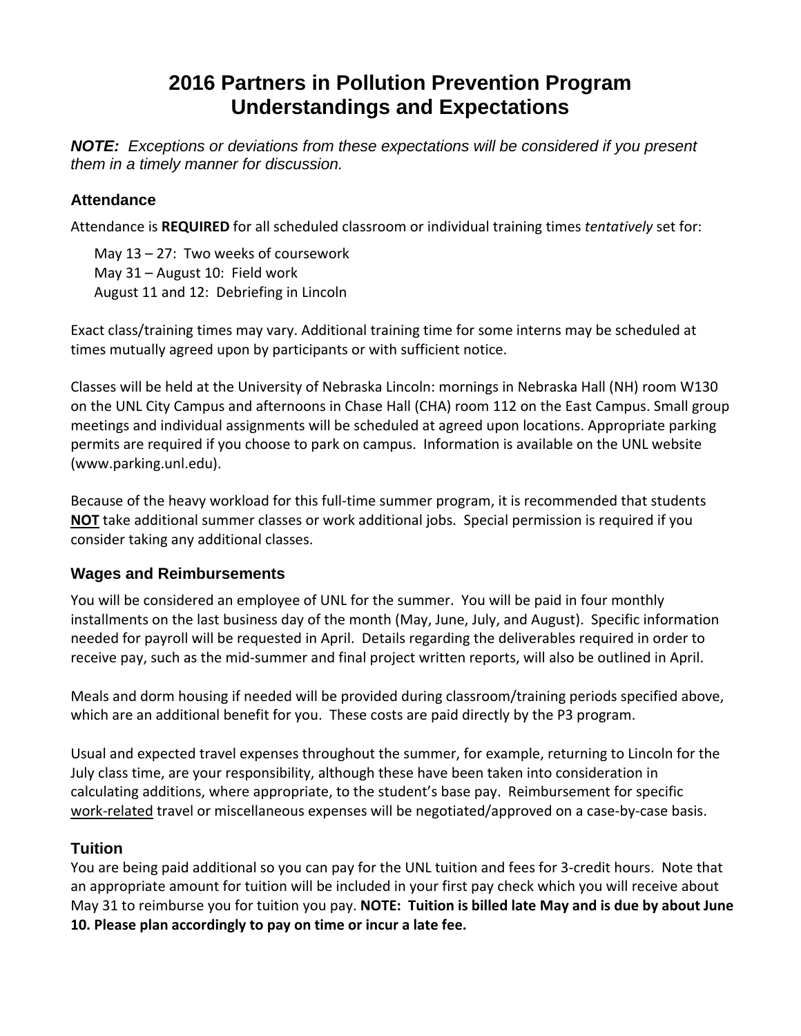# 2016 Partners in Pollution Prevention Program Understandings and Expectations

***NOTE:*** *Exceptions or deviations from these expectations will be considered if you present them in a timely manner for discussion.*

## Attendance

Attendance is **REQUIRED** for all scheduled classroom or individual training times *tentatively* set for:

May 13 – 27: Two weeks of coursework
May 31 – August 10: Field work
August 11 and 12: Debriefing in Lincoln

Exact class/training times may vary. Additional training time for some interns may be scheduled at times mutually agreed upon by participants or with sufficient notice.

Classes will be held at the University of Nebraska Lincoln: mornings in Nebraska Hall (NH) room W130 on the UNL City Campus and afternoons in Chase Hall (CHA) room 112 on the East Campus. Small group meetings and individual assignments will be scheduled at agreed upon locations. Appropriate parking permits are required if you choose to park on campus. Information is available on the UNL website (www.parking.unl.edu).

Because of the heavy workload for this full-time summer program, it is recommended that students <u>**NOT**</u> take additional summer classes or work additional jobs. Special permission is required if you consider taking any additional classes.

## Wages and Reimbursements

You will be considered an employee of UNL for the summer. You will be paid in four monthly installments on the last business day of the month (May, June, July, and August). Specific information needed for payroll will be requested in April. Details regarding the deliverables required in order to receive pay, such as the mid-summer and final project written reports, will also be outlined in April.

Meals and dorm housing if needed will be provided during classroom/training periods specified above, which are an additional benefit for you. These costs are paid directly by the P3 program.

Usual and expected travel expenses throughout the summer, for example, returning to Lincoln for the July class time, are your responsibility, although these have been taken into consideration in calculating additions, where appropriate, to the student's base pay. Reimbursement for specific <u>work-related</u> travel or miscellaneous expenses will be negotiated/approved on a case-by-case basis.

## Tuition

You are being paid additional so you can pay for the UNL tuition and fees for 3-credit hours. Note that an appropriate amount for tuition will be included in your first pay check which you will receive about May 31 to reimburse you for tuition you pay. **NOTE: Tuition is billed late May and is due by about June 10. Please plan accordingly to pay on time or incur a late fee.**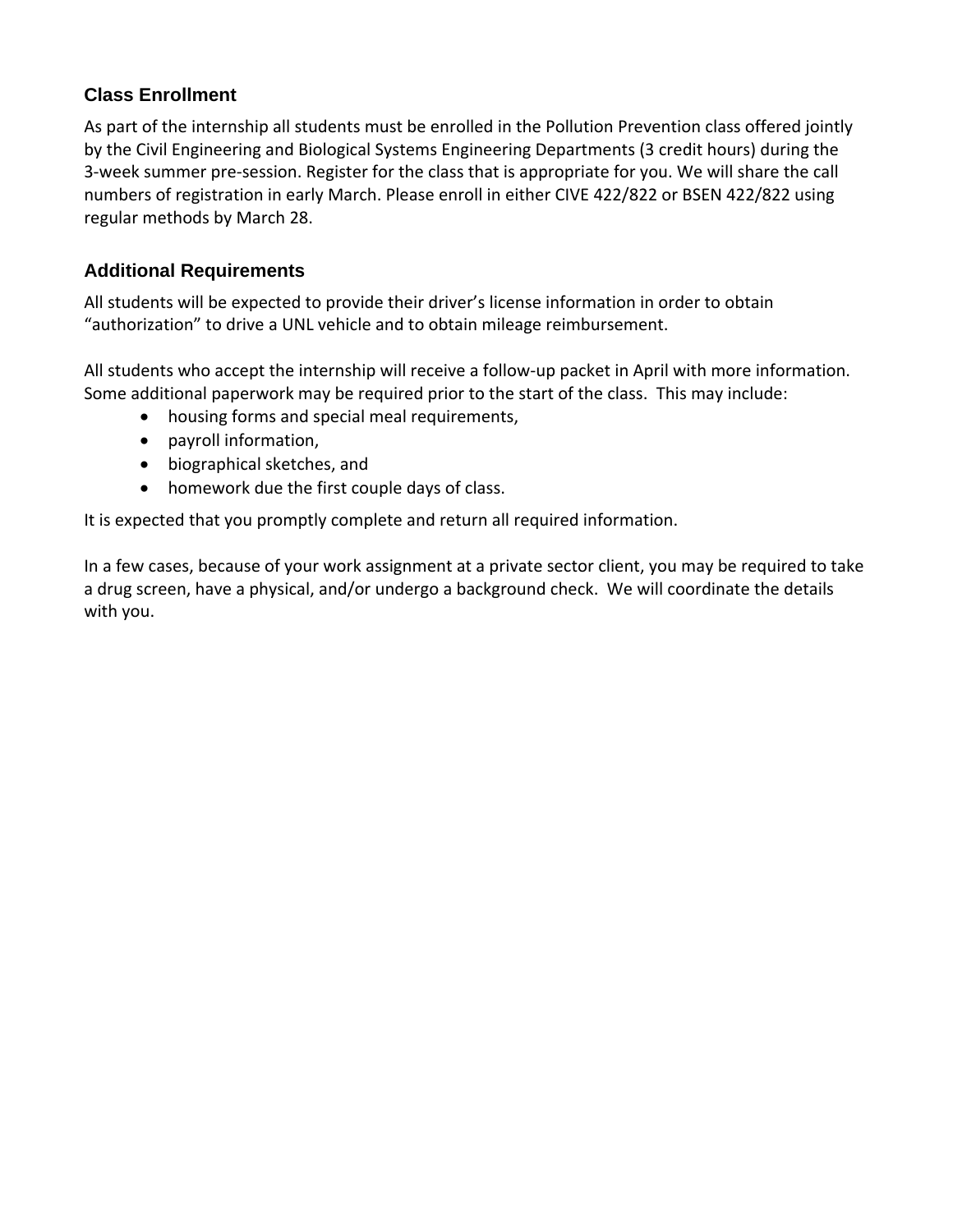## Class Enrollment

As part of the internship all students must be enrolled in the Pollution Prevention class offered jointly by the Civil Engineering and Biological Systems Engineering Departments (3 credit hours) during the 3-week summer pre-session. Register for the class that is appropriate for you. We will share the call numbers of registration in early March. Please enroll in either CIVE 422/822 or BSEN 422/822 using regular methods by March 28.

## Additional Requirements

All students will be expected to provide their driver's license information in order to obtain "authorization" to drive a UNL vehicle and to obtain mileage reimbursement.

All students who accept the internship will receive a follow-up packet in April with more information. Some additional paperwork may be required prior to the start of the class. This may include:

- housing forms and special meal requirements,
- payroll information,
- biographical sketches, and
- homework due the first couple days of class.

It is expected that you promptly complete and return all required information.

In a few cases, because of your work assignment at a private sector client, you may be required to take a drug screen, have a physical, and/or undergo a background check. We will coordinate the details with you.